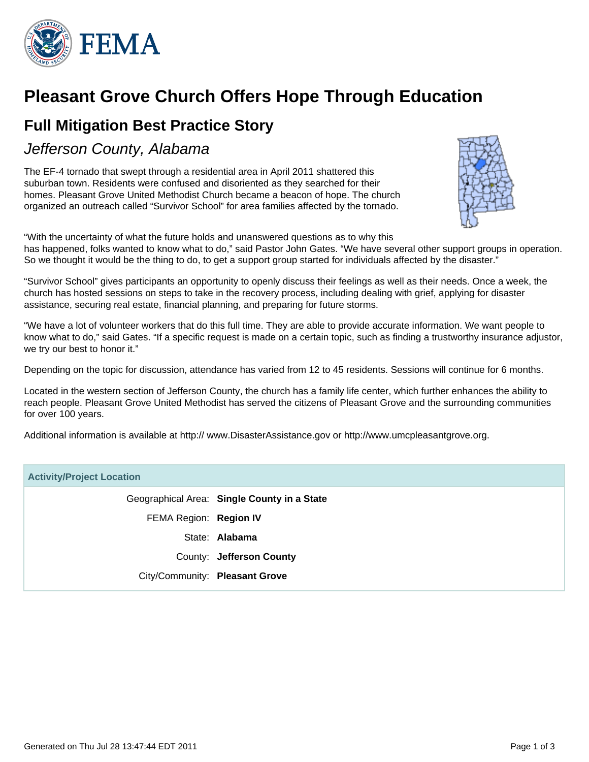# Pleasant Grove Church Offers Hope Through Education

## Full Mitigation Best Practice Story

### *Jefferson County, Alabama*

The EF-4 tornado that swept through a residential area in April 2011 shattered this suburban town. Residents were confused and disoriented as they searched for their homes. Pleasant Grove United Methodist Church became a beacon of hope. The church organized an outreach called "Survivor School" for area families affected by the tornado.

"With the uncertainty of what the future holds and unanswered questions as to why this has happened, folks wanted to know what to do," said Pastor John Gates. "We have several other support groups in operation. So we thought it would be the thing to do, to get a support group started for individuals affected by the disaster."

"Survivor School" gives participants an opportunity to openly discuss their feelings as well as their needs. Once a week, the church has hosted sessions on steps to take in the recovery process, including dealing with grief, applying for disaster assistance, securing real estate, financial planning, and preparing for future storms.

"We have a lot of volunteer workers that do this full time. They are able to provide accurate information. We want people to know what to do," said Gates. "If a specific request is made on a certain topic, such as finding a trustworthy insurance adjustor, we try our best to honor it."

Depending on the topic for discussion, attendance has varied from 12 to 45 residents. Sessions will continue for 6 months.

Located in the western section of Jefferson County, the church has a family life center, which further enhances the ability to reach people. Pleasant Grove United Methodist has served the citizens of Pleasant Grove and the surrounding communities for over 100 years.

Additional information is available at http:// www.DisasterAssistance.gov or http://www.umcpleasantgrove.org.

| Activity/Project Location | |
|---|---|
| Geographical Area: | **Single County in a State** |
| FEMA Region: | **Region IV** |
| State: | **Alabama** |
| County: | **Jefferson County** |
| City/Community: | **Pleasant Grove** |

Generated on Thu Jul 28 13:47:44 EDT 2011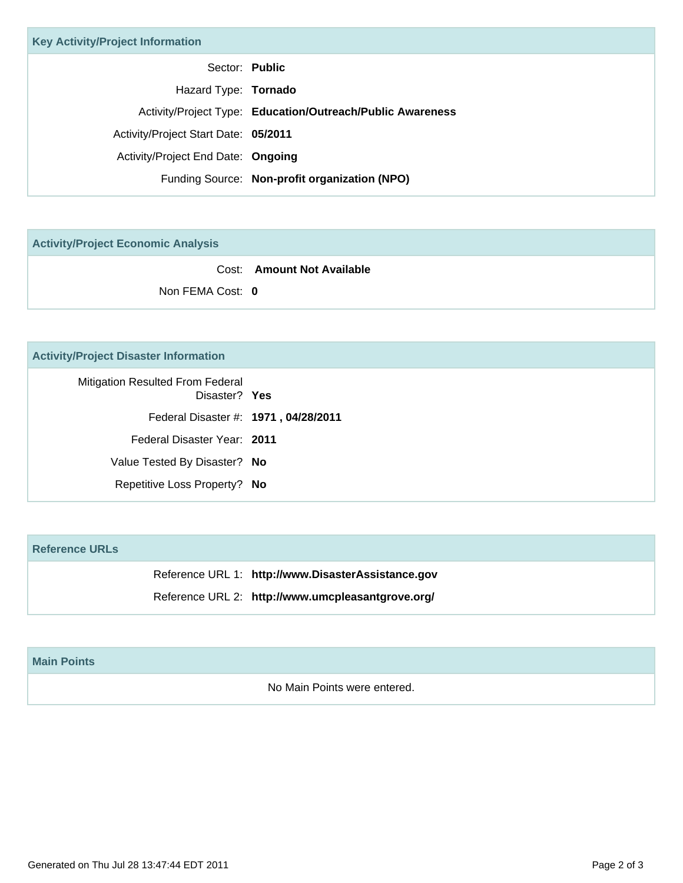## Key Activity/Project Information

| | |
|---|---|
| Sector: | **Public** |
| Hazard Type: | **Tornado** |
| Activity/Project Type: | **Education/Outreach/Public Awareness** |
| Activity/Project Start Date: | **05/2011** |
| Activity/Project End Date: | **Ongoing** |
| Funding Source: | **Non-profit organization (NPO)** |

## Activity/Project Economic Analysis

| | |
|---|---|
| Cost: | **Amount Not Available** |
| Non FEMA Cost: | **0** |

## Activity/Project Disaster Information

| | |
|---|---|
| Mitigation Resulted From Federal Disaster? | **Yes** |
| Federal Disaster #: | **1971 , 04/28/2011** |
| Federal Disaster Year: | **2011** |
| Value Tested By Disaster? | **No** |
| Repetitive Loss Property? | **No** |

## Reference URLs

| | |
|---|---|
| Reference URL 1: | **http://www.DisasterAssistance.gov** |
| Reference URL 2: | **http://www.umcpleasantgrove.org/** |

## Main Points

No Main Points were entered.

Generated on Thu Jul 28 13:47:44 EDT 2011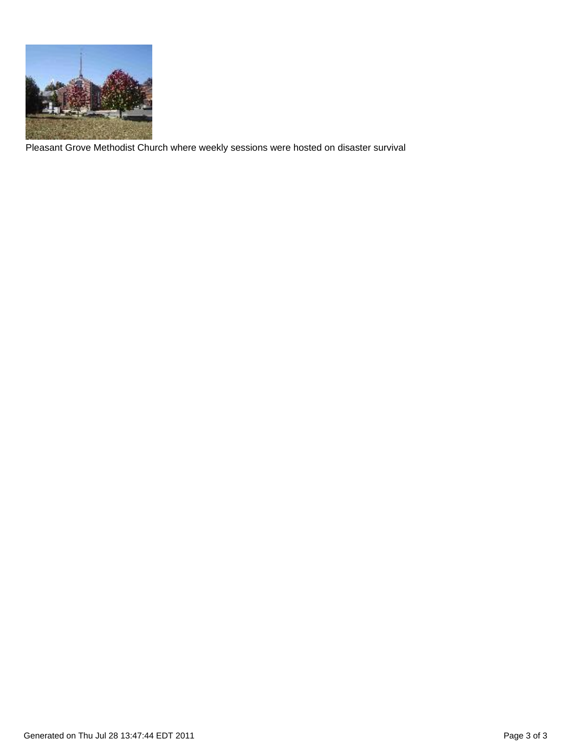Pleasant Grove Methodist Church where weekly sessions were hosted on disaster survival